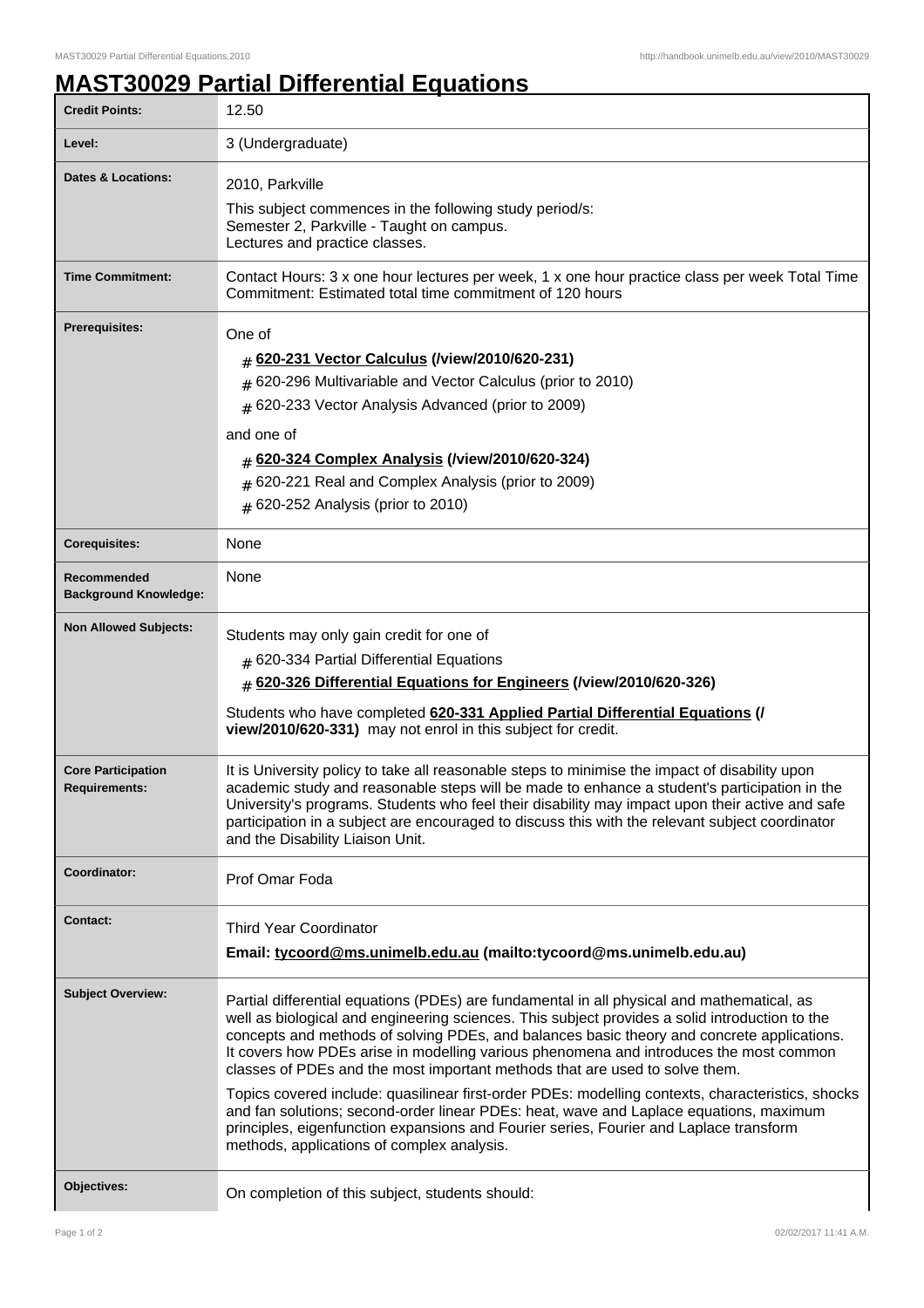# MAST30029 Partial Differential Equations

| | |
|---|---|
| **Credit Points:** | 12.50 |
| **Level:** | 3 (Undergraduate) |
| **Dates & Locations:** | 2010, Parkville<br>This subject commences in the following study period/s:<br>Semester 2, Parkville - Taught on campus.<br>Lectures and practice classes. |
| **Time Commitment:** | Contact Hours: 3 x one hour lectures per week, 1 x one hour practice class per week Total Time Commitment: Estimated total time commitment of 120 hours |
| **Prerequisites:** | One of<br># **620-231 Vector Calculus (/view/2010/620-231)**<br># 620-296 Multivariable and Vector Calculus (prior to 2010)<br># 620-233 Vector Analysis Advanced (prior to 2009)<br>and one of<br># **620-324 Complex Analysis (/view/2010/620-324)**<br># 620-221 Real and Complex Analysis (prior to 2009)<br># 620-252 Analysis (prior to 2010) |
| **Corequisites:** | None |
| **Recommended Background Knowledge:** | None |
| **Non Allowed Subjects:** | Students may only gain credit for one of<br># 620-334 Partial Differential Equations<br># **620-326 Differential Equations for Engineers (/view/2010/620-326)**<br>Students who have completed **620-331 Applied Partial Differential Equations (/ view/2010/620-331)** may not enrol in this subject for credit. |
| **Core Participation Requirements:** | It is University policy to take all reasonable steps to minimise the impact of disability upon academic study and reasonable steps will be made to enhance a student's participation in the University's programs. Students who feel their disability may impact upon their active and safe participation in a subject are encouraged to discuss this with the relevant subject coordinator and the Disability Liaison Unit. |
| **Coordinator:** | Prof Omar Foda |
| **Contact:** | Third Year Coordinator<br>**Email: tycoord@ms.unimelb.edu.au (mailto:tycoord@ms.unimelb.edu.au)** |
| **Subject Overview:** | Partial differential equations (PDEs) are fundamental in all physical and mathematical, as well as biological and engineering sciences. This subject provides a solid introduction to the concepts and methods of solving PDEs, and balances basic theory and concrete applications. It covers how PDEs arise in modelling various phenomena and introduces the most common classes of PDEs and the most important methods that are used to solve them.<br>Topics covered include: quasilinear first-order PDEs: modelling contexts, characteristics, shocks and fan solutions; second-order linear PDEs: heat, wave and Laplace equations, maximum principles, eigenfunction expansions and Fourier series, Fourier and Laplace transform methods, applications of complex analysis. |
| **Objectives:** | On completion of this subject, students should: |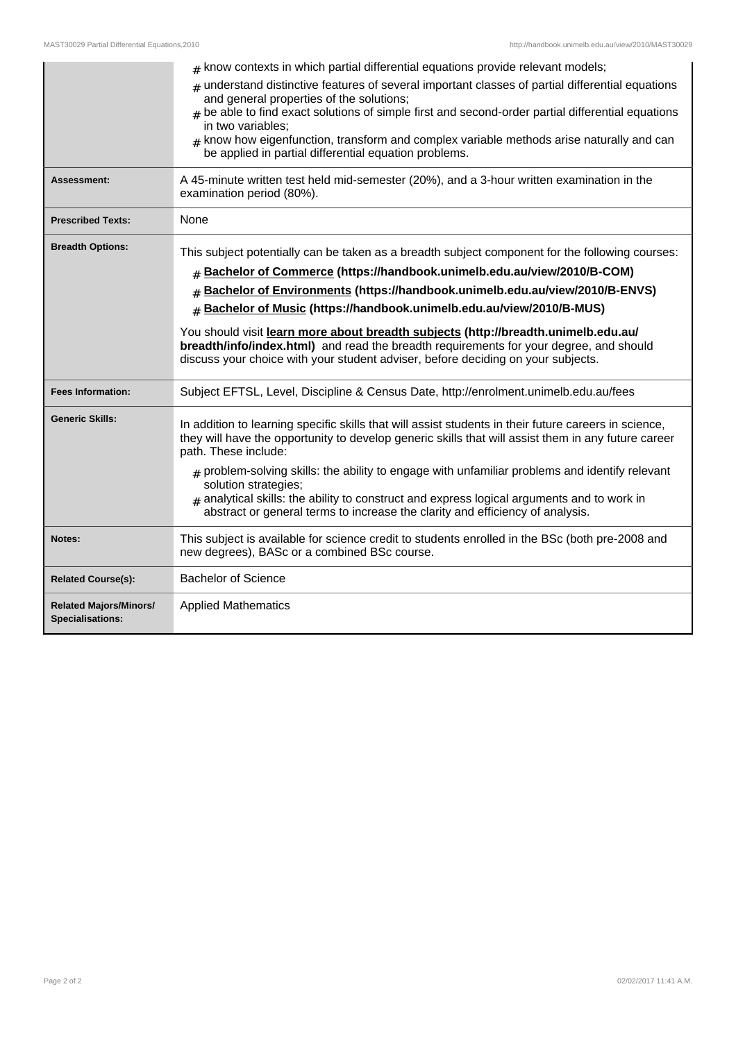| | |
|---|---|
| | # know contexts in which partial differential equations provide relevant models;<br># understand distinctive features of several important classes of partial differential equations and general properties of the solutions;<br># be able to find exact solutions of simple first and second-order partial differential equations in two variables;<br># know how eigenfunction, transform and complex variable methods arise naturally and can be applied in partial differential equation problems. |
| **Assessment:** | A 45-minute written test held mid-semester (20%), and a 3-hour written examination in the examination period (80%). |
| **Prescribed Texts:** | None |
| **Breadth Options:** | This subject potentially can be taken as a breadth subject component for the following courses:<br># **Bachelor of Commerce (https://handbook.unimelb.edu.au/view/2010/B-COM)**<br># **Bachelor of Environments (https://handbook.unimelb.edu.au/view/2010/B-ENVS)**<br># **Bachelor of Music (https://handbook.unimelb.edu.au/view/2010/B-MUS)**<br>You should visit **learn more about breadth subjects (http://breadth.unimelb.edu.au/breadth/info/index.html)** and read the breadth requirements for your degree, and should discuss your choice with your student adviser, before deciding on your subjects. |
| **Fees Information:** | Subject EFTSL, Level, Discipline & Census Date, http://enrolment.unimelb.edu.au/fees |
| **Generic Skills:** | In addition to learning specific skills that will assist students in their future careers in science, they will have the opportunity to develop generic skills that will assist them in any future career path. These include:<br># problem-solving skills: the ability to engage with unfamiliar problems and identify relevant solution strategies;<br># analytical skills: the ability to construct and express logical arguments and to work in abstract or general terms to increase the clarity and efficiency of analysis. |
| **Notes:** | This subject is available for science credit to students enrolled in the BSc (both pre-2008 and new degrees), BASc or a combined BSc course. |
| **Related Course(s):** | Bachelor of Science |
| **Related Majors/Minors/ Specialisations:** | Applied Mathematics |